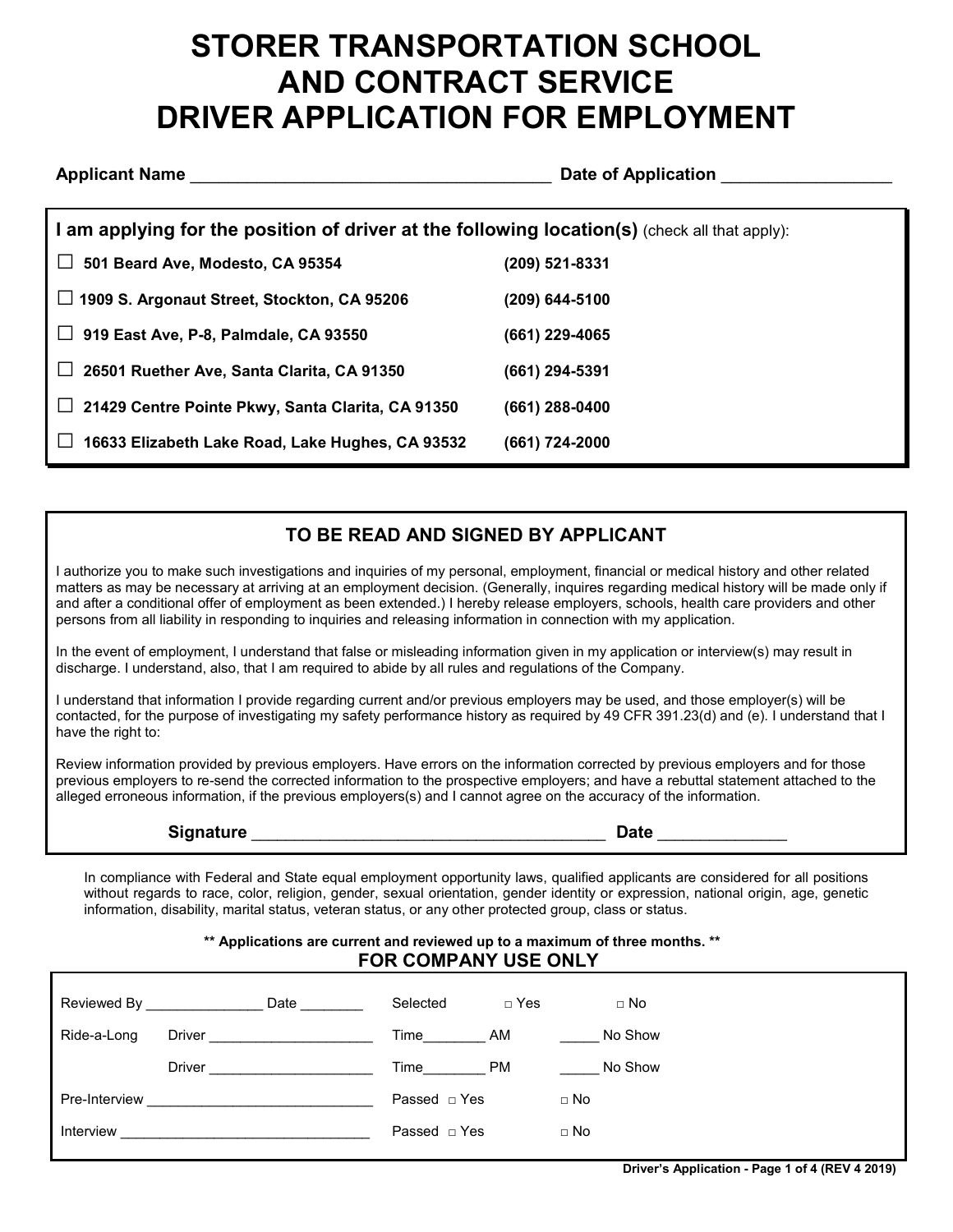# STORER TRANSPORTATION SCHOOL AND CONTRACT SERVICE DRIVER APPLICATION FOR EMPLOYMENT

**Applicant Name** ______________________________________ **Date of Application** _________________

**I am applying for the position of driver at the following location(s)** (check all that apply):

| | |
|---|---|
| ☐ **501 Beard Ave, Modesto, CA 95354** | **(209) 521-8331** |
| ☐ **1909 S. Argonaut Street, Stockton, CA 95206** | **(209) 644-5100** |
| ☐ **919 East Ave, P-8, Palmdale, CA 93550** | **(661) 229-4065** |
| ☐ **26501 Ruether Ave, Santa Clarita, CA 91350** | **(661) 294-5391** |
| ☐ **21429 Centre Pointe Pkwy, Santa Clarita, CA 91350** | **(661) 288-0400** |
| ☐ **16633 Elizabeth Lake Road, Lake Hughes, CA 93532** | **(661) 724-2000** |

## TO BE READ AND SIGNED BY APPLICANT

I authorize you to make such investigations and inquiries of my personal, employment, financial or medical history and other related matters as may be necessary at arriving at an employment decision. (Generally, inquires regarding medical history will be made only if and after a conditional offer of employment as been extended.) I hereby release employers, schools, health care providers and other persons from all liability in responding to inquiries and releasing information in connection with my application.

In the event of employment, I understand that false or misleading information given in my application or interview(s) may result in discharge. I understand, also, that I am required to abide by all rules and regulations of the Company.

I understand that information I provide regarding current and/or previous employers may be used, and those employer(s) will be contacted, for the purpose of investigating my safety performance history as required by 49 CFR 391.23(d) and (e). I understand that I have the right to:

Review information provided by previous employers. Have errors on the information corrected by previous employers and for those previous employers to re-send the corrected information to the prospective employers; and have a rebuttal statement attached to the alleged erroneous information, if the previous employers(s) and I cannot agree on the accuracy of the information.

**Signature** _______________________________________ **Date** _____________

In compliance with Federal and State equal employment opportunity laws, qualified applicants are considered for all positions without regards to race, color, religion, gender, sexual orientation, gender identity or expression, national origin, age, genetic information, disability, marital status, veteran status, or any other protected group, class or status.

**** Applications are current and reviewed up to a maximum of three months. ****

## FOR COMPANY USE ONLY

| | | | |
|---|---|---|---|
| Reviewed By _______________ Date ________ | Selected | □ Yes | □ No |
| Ride-a-Long Driver _____________________ | Time________ AM | | _____ No Show |
| Driver _____________________ | Time________ PM | | _____ No Show |
| Pre-Interview ____________________________ | Passed □ Yes | | □ No |
| Interview _______________________________ | Passed □ Yes | | □ No |

Driver's Application - Page 1 of 4 (REV 4 2019)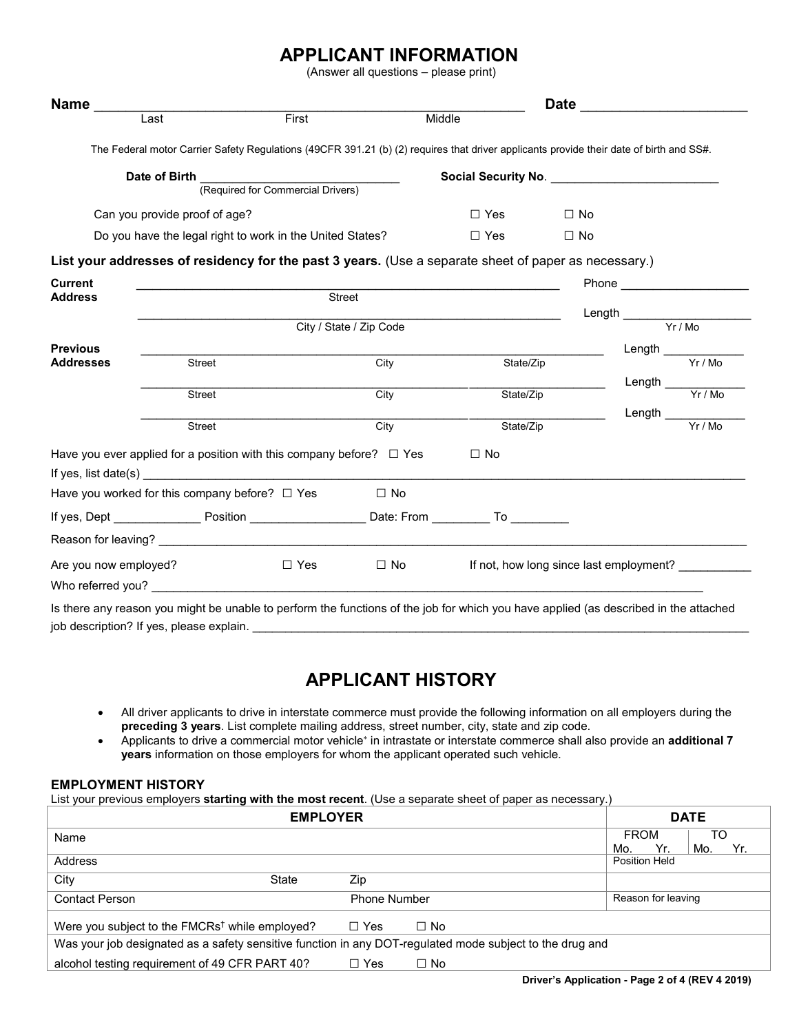# APPLICANT INFORMATION

(Answer all questions – please print)

**Name** ______________________________________________ **Date** ____________________

Last First Middle

The Federal motor Carrier Safety Regulations (49CFR 391.21 (b) (2) requires that driver applicants provide their date of birth and SS#.

**Date of Birth** ___________________________ **Social Security No**. ________________________

(Required for Commercial Drivers)

Can you provide proof of age? ☐ Yes ☐ No

Do you have the legal right to work in the United States? ☐ Yes ☐ No

**List your addresses of residency for the past 3 years.** (Use a separate sheet of paper as necessary.)

**Current Address** ____________________________________________ Phone __________________

Street

____________________________________________ Length __________________

City / State / Zip Code Yr / Mo

**Previous Addresses**

| Street | City | State/Zip | Length (Yr / Mo) |
|---|---|---|---|
| | | | |
| | | | |
| | | | |

Have you ever applied for a position with this company before? ☐ Yes ☐ No

If yes, list date(s) ____________________________________________

Have you worked for this company before? ☐ Yes ☐ No

If yes, Dept ____________ Position ________________ Date: From ________ To ________

Reason for leaving? ____________________________________________

Are you now employed? ☐ Yes ☐ No If not, how long since last employment? __________

Who referred you? ____________________________________________

Is there any reason you might be unable to perform the functions of the job for which you have applied (as described in the attached job description? If yes, please explain. ____________________________________________

# APPLICANT HISTORY

- All driver applicants to drive in interstate commerce must provide the following information on all employers during the **preceding 3 years**. List complete mailing address, street number, city, state and zip code.
- Applicants to drive a commercial motor vehicle* in intrastate or interstate commerce shall also provide an **additional 7 years** information on those employers for whom the applicant operated such vehicle.

### EMPLOYMENT HISTORY

List your previous employers **starting with the most recent**. (Use a separate sheet of paper as necessary.)

| EMPLOYER | | | DATE |
|---|---|---|---|
| Name | | | FROM Mo. Yr. / TO Mo. Yr. |
| Address | | | Position Held |
| City | State | Zip | |
| Contact Person | | Phone Number | Reason for leaving |
| Were you subject to the FMCRs† while employed? ☐ Yes ☐ No | | | |
| Was your job designated as a safety sensitive function in any DOT-regulated mode subject to the drug and alcohol testing requirement of 49 CFR PART 40? ☐ Yes ☐ No | | | |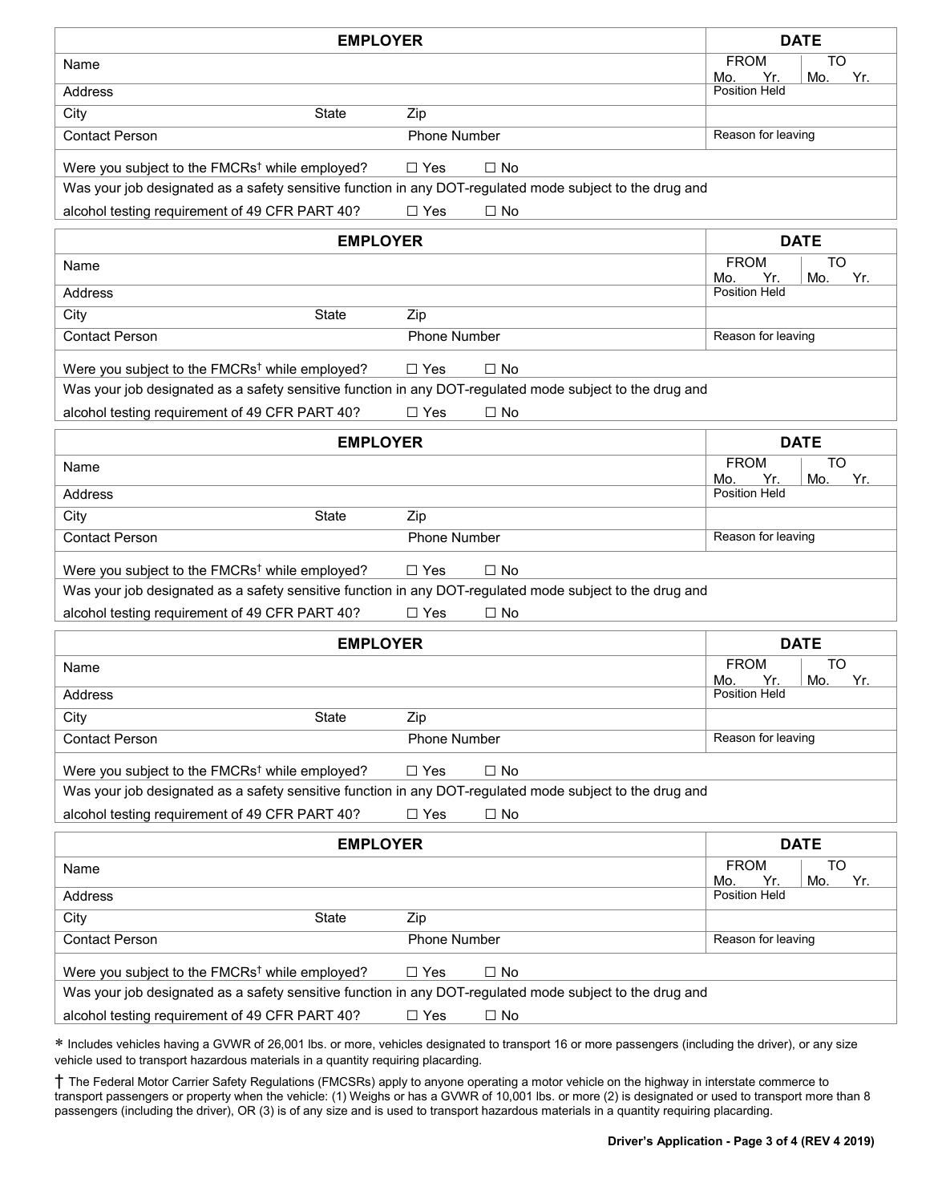| EMPLOYER | | | DATE | |
|---|---|---|---|---|
| Name | | | FROM Mo. Yr. | TO Mo. Yr. |
| Address | | | Position Held | |
| City | State | Zip | | |
| Contact Person | | Phone Number | Reason for leaving | |
| Were you subject to the FMCRs† while employed? | | ☐ Yes ☐ No | | |
| Was your job designated as a safety sensitive function in any DOT-regulated mode subject to the drug and alcohol testing requirement of 49 CFR PART 40? | | ☐ Yes ☐ No | | |

| EMPLOYER | | | DATE | |
|---|---|---|---|---|
| Name | | | FROM Mo. Yr. | TO Mo. Yr. |
| Address | | | Position Held | |
| City | State | Zip | | |
| Contact Person | | Phone Number | Reason for leaving | |
| Were you subject to the FMCRs† while employed? | | ☐ Yes ☐ No | | |
| Was your job designated as a safety sensitive function in any DOT-regulated mode subject to the drug and alcohol testing requirement of 49 CFR PART 40? | | ☐ Yes ☐ No | | |

| EMPLOYER | | | DATE | |
|---|---|---|---|---|
| Name | | | FROM Mo. Yr. | TO Mo. Yr. |
| Address | | | Position Held | |
| City | State | Zip | | |
| Contact Person | | Phone Number | Reason for leaving | |
| Were you subject to the FMCRs† while employed? | | ☐ Yes ☐ No | | |
| Was your job designated as a safety sensitive function in any DOT-regulated mode subject to the drug and alcohol testing requirement of 49 CFR PART 40? | | ☐ Yes ☐ No | | |

| EMPLOYER | | | DATE | |
|---|---|---|---|---|
| Name | | | FROM Mo. Yr. | TO Mo. Yr. |
| Address | | | Position Held | |
| City | State | Zip | | |
| Contact Person | | Phone Number | Reason for leaving | |
| Were you subject to the FMCRs† while employed? | | ☐ Yes ☐ No | | |
| Was your job designated as a safety sensitive function in any DOT-regulated mode subject to the drug and alcohol testing requirement of 49 CFR PART 40? | | ☐ Yes ☐ No | | |

| EMPLOYER | | | DATE | |
|---|---|---|---|---|
| Name | | | FROM Mo. Yr. | TO Mo. Yr. |
| Address | | | Position Held | |
| City | State | Zip | | |
| Contact Person | | Phone Number | Reason for leaving | |
| Were you subject to the FMCRs† while employed? | | ☐ Yes ☐ No | | |
| Was your job designated as a safety sensitive function in any DOT-regulated mode subject to the drug and alcohol testing requirement of 49 CFR PART 40? | | ☐ Yes ☐ No | | |

* Includes vehicles having a GVWR of 26,001 lbs. or more, vehicles designated to transport 16 or more passengers (including the driver), or any size vehicle used to transport hazardous materials in a quantity requiring placarding.

† The Federal Motor Carrier Safety Regulations (FMCSRs) apply to anyone operating a motor vehicle on the highway in interstate commerce to transport passengers or property when the vehicle: (1) Weighs or has a GVWR of 10,001 lbs. or more (2) is designated or used to transport more than 8 passengers (including the driver), OR (3) is of any size and is used to transport hazardous materials in a quantity requiring placarding.

**Driver's Application - Page 3 of 4 (REV 4 2019)**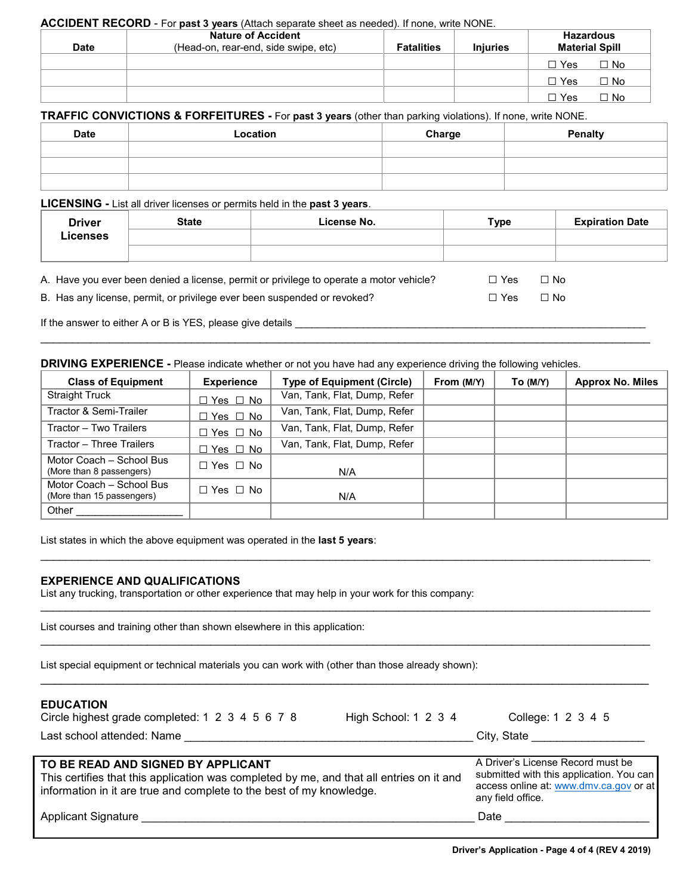**ACCIDENT RECORD** - For **past 3 years** (Attach separate sheet as needed). If none, write NONE.

| Date | Nature of Accident (Head-on, rear-end, side swipe, etc) | Fatalities | Injuries | Hazardous Material Spill |
|---|---|---|---|---|
| | | | | ☐ Yes ☐ No |
| | | | | ☐ Yes ☐ No |
| | | | | ☐ Yes ☐ No |

**TRAFFIC CONVICTIONS & FORFEITURES** - For **past 3 years** (other than parking violations). If none, write NONE.

| Date | Location | Charge | Penalty |
|---|---|---|---|
| | | | |
| | | | |
| | | | |

**LICENSING** - List all driver licenses or permits held in the **past 3 years**.

| | State | License No. | Type | Expiration Date |
|---|---|---|---|---|
| Driver Licenses | | | | |
| | | | | |

A. Have you ever been denied a license, permit or privilege to operate a motor vehicle? ☐ Yes ☐ No

B. Has any license, permit, or privilege ever been suspended or revoked? ☐ Yes ☐ No

If the answer to either A or B is YES, please give details \_\_\_\_\_\_\_\_\_\_\_\_\_\_\_\_\_\_\_\_\_\_\_\_\_\_\_\_\_\_\_\_\_\_\_\_\_\_\_\_\_\_\_\_\_\_\_\_

\_\_\_\_\_\_\_\_\_\_\_\_\_\_\_\_\_\_\_\_\_\_\_\_\_\_\_\_\_\_\_\_\_\_\_\_\_\_\_\_\_\_\_\_\_\_\_\_\_\_\_\_\_\_\_\_\_\_\_\_\_\_\_\_\_\_\_\_\_\_\_\_\_\_\_\_

**DRIVING EXPERIENCE** - Please indicate whether or not you have had any experience driving the following vehicles.

| Class of Equipment | Experience | Type of Equipment (Circle) | From (M/Y) | To (M/Y) | Approx No. Miles |
|---|---|---|---|---|---|
| Straight Truck | ☐ Yes ☐ No | Van, Tank, Flat, Dump, Refer | | | |
| Tractor & Semi-Trailer | ☐ Yes ☐ No | Van, Tank, Flat, Dump, Refer | | | |
| Tractor – Two Trailers | ☐ Yes ☐ No | Van, Tank, Flat, Dump, Refer | | | |
| Tractor – Three Trailers | ☐ Yes ☐ No | Van, Tank, Flat, Dump, Refer | | | |
| Motor Coach – School Bus (More than 8 passengers) | ☐ Yes ☐ No | N/A | | | |
| Motor Coach – School Bus (More than 15 passengers) | ☐ Yes ☐ No | N/A | | | |
| Other \_\_\_\_\_\_\_\_\_\_\_\_ | | | | | |

List states in which the above equipment was operated in the **last 5 years**:

\_\_\_\_\_\_\_\_\_\_\_\_\_\_\_\_\_\_\_\_\_\_\_\_\_\_\_\_\_\_\_\_\_\_\_\_\_\_\_\_\_\_\_\_\_\_\_\_\_\_\_\_\_\_\_\_\_\_\_\_\_\_\_\_\_\_\_\_\_\_\_\_\_\_\_\_

## EXPERIENCE AND QUALIFICATIONS

List any trucking, transportation or other experience that may help in your work for this company:

\_\_\_\_\_\_\_\_\_\_\_\_\_\_\_\_\_\_\_\_\_\_\_\_\_\_\_\_\_\_\_\_\_\_\_\_\_\_\_\_\_\_\_\_\_\_\_\_\_\_\_\_\_\_\_\_\_\_\_\_\_\_\_\_\_\_\_\_\_\_\_\_\_\_\_\_

List courses and training other than shown elsewhere in this application:

\_\_\_\_\_\_\_\_\_\_\_\_\_\_\_\_\_\_\_\_\_\_\_\_\_\_\_\_\_\_\_\_\_\_\_\_\_\_\_\_\_\_\_\_\_\_\_\_\_\_\_\_\_\_\_\_\_\_\_\_\_\_\_\_\_\_\_\_\_\_\_\_\_\_\_\_

List special equipment or technical materials you can work with (other than those already shown):

\_\_\_\_\_\_\_\_\_\_\_\_\_\_\_\_\_\_\_\_\_\_\_\_\_\_\_\_\_\_\_\_\_\_\_\_\_\_\_\_\_\_\_\_\_\_\_\_\_\_\_\_\_\_\_\_\_\_\_\_\_\_\_\_\_\_\_\_\_\_\_\_\_\_\_\_

## EDUCATION

Circle highest grade completed: 1 2 3 4 5 6 7 8 High School: 1 2 3 4 College: 1 2 3 4 5

Last school attended: Name \_\_\_\_\_\_\_\_\_\_\_\_\_\_\_\_\_\_\_\_\_\_\_\_\_\_\_\_\_\_\_\_\_\_\_\_ City, State \_\_\_\_\_\_\_\_\_\_\_\_\_\_\_\_

**TO BE READ AND SIGNED BY APPLICANT**

This certifies that this application was completed by me, and that all entries on it and information in it are true and complete to the best of my knowledge.

A Driver's License Record must be submitted with this application. You can access online at: www.dmv.ca.gov or at any field office.

Applicant Signature \_\_\_\_\_\_\_\_\_\_\_\_\_\_\_\_\_\_\_\_\_\_\_\_\_\_\_\_\_\_\_\_\_\_\_\_\_\_\_\_ Date \_\_\_\_\_\_\_\_\_\_\_\_\_\_\_\_\_\_

Driver's Application - Page 4 of 4 (REV 4 2019)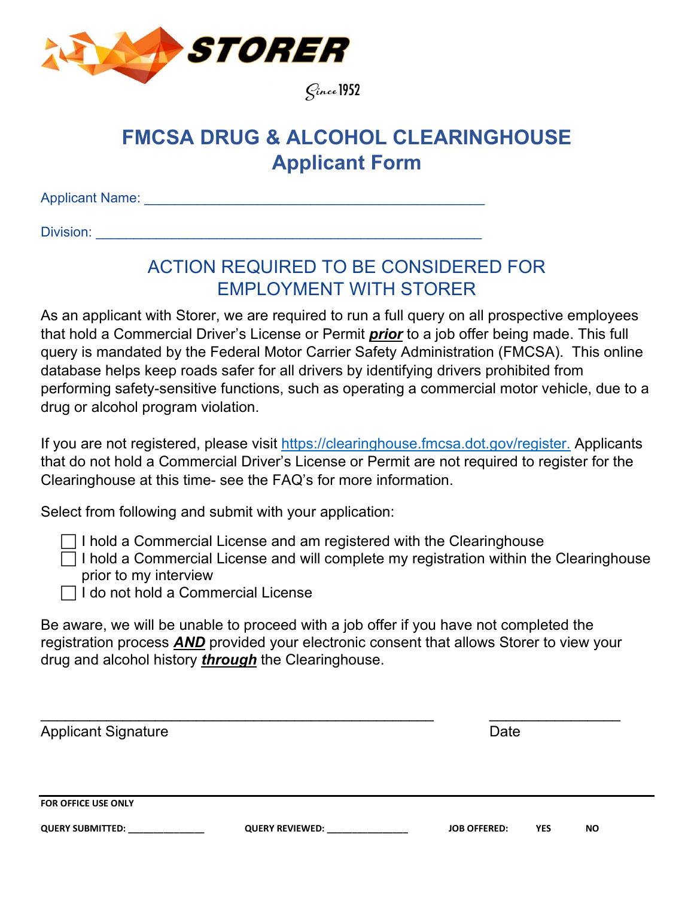STORER

Since 1952

# FMCSA DRUG & ALCOHOL CLEARINGHOUSE
## Applicant Form

Applicant Name: ___________________________________________

Division: _________________________________________________

### ACTION REQUIRED TO BE CONSIDERED FOR EMPLOYMENT WITH STORER

As an applicant with Storer, we are required to run a full query on all prospective employees that hold a Commercial Driver's License or Permit ***prior*** to a job offer being made. This full query is mandated by the Federal Motor Carrier Safety Administration (FMCSA). This online database helps keep roads safer for all drivers by identifying drivers prohibited from performing safety-sensitive functions, such as operating a commercial motor vehicle, due to a drug or alcohol program violation.

If you are not registered, please visit https://clearinghouse.fmcsa.dot.gov/register. Applicants that do not hold a Commercial Driver's License or Permit are not required to register for the Clearinghouse at this time- see the FAQ's for more information.

Select from following and submit with your application:

- ☐ I hold a Commercial License and am registered with the Clearinghouse
- ☐ I hold a Commercial License and will complete my registration within the Clearinghouse prior to my interview
- ☐ I do not hold a Commercial License

Be aware, we will be unable to proceed with a job offer if you have not completed the registration process ***AND*** provided your electronic consent that allows Storer to view your drug and alcohol history ***through*** the Clearinghouse.

_________________________________________________ _________________

Applicant Signature Date

---

**FOR OFFICE USE ONLY**

**QUERY SUBMITTED:** _______________ **QUERY REVIEWED:** _______________ **JOB OFFERED:** **YES** **NO**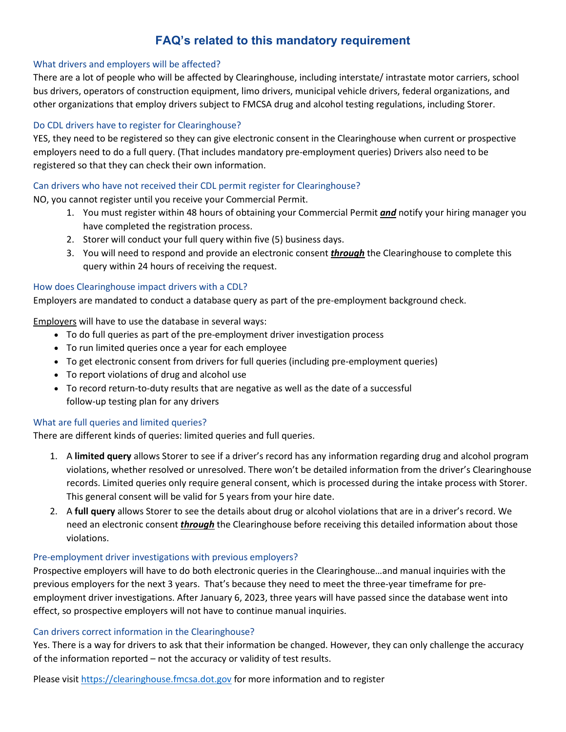# FAQ's related to this mandatory requirement

### What drivers and employers will be affected?

There are a lot of people who will be affected by Clearinghouse, including interstate/ intrastate motor carriers, school bus drivers, operators of construction equipment, limo drivers, municipal vehicle drivers, federal organizations, and other organizations that employ drivers subject to FMCSA drug and alcohol testing regulations, including Storer.

### Do CDL drivers have to register for Clearinghouse?

YES, they need to be registered so they can give electronic consent in the Clearinghouse when current or prospective employers need to do a full query. (That includes mandatory pre-employment queries) Drivers also need to be registered so that they can check their own information.

### Can drivers who have not received their CDL permit register for Clearinghouse?

NO, you cannot register until you receive your Commercial Permit.

1. You must register within 48 hours of obtaining your Commercial Permit ***and*** notify your hiring manager you have completed the registration process.
2. Storer will conduct your full query within five (5) business days.
3. You will need to respond and provide an electronic consent ***through*** the Clearinghouse to complete this query within 24 hours of receiving the request.

### How does Clearinghouse impact drivers with a CDL?

Employers are mandated to conduct a database query as part of the pre-employment background check.

Employers will have to use the database in several ways:

- To do full queries as part of the pre-employment driver investigation process
- To run limited queries once a year for each employee
- To get electronic consent from drivers for full queries (including pre-employment queries)
- To report violations of drug and alcohol use
- To record return-to-duty results that are negative as well as the date of a successful follow-up testing plan for any drivers

### What are full queries and limited queries?

There are different kinds of queries: limited queries and full queries.

1. A **limited query** allows Storer to see if a driver's record has any information regarding drug and alcohol program violations, whether resolved or unresolved. There won't be detailed information from the driver's Clearinghouse records. Limited queries only require general consent, which is processed during the intake process with Storer. This general consent will be valid for 5 years from your hire date.
2. A **full query** allows Storer to see the details about drug or alcohol violations that are in a driver's record. We need an electronic consent ***through*** the Clearinghouse before receiving this detailed information about those violations.

### Pre-employment driver investigations with previous employers?

Prospective employers will have to do both electronic queries in the Clearinghouse…and manual inquiries with the previous employers for the next 3 years. That's because they need to meet the three-year timeframe for pre-employment driver investigations. After January 6, 2023, three years will have passed since the database went into effect, so prospective employers will not have to continue manual inquiries.

### Can drivers correct information in the Clearinghouse?

Yes. There is a way for drivers to ask that their information be changed. However, they can only challenge the accuracy of the information reported – not the accuracy or validity of test results.

Please visit https://clearinghouse.fmcsa.dot.gov for more information and to register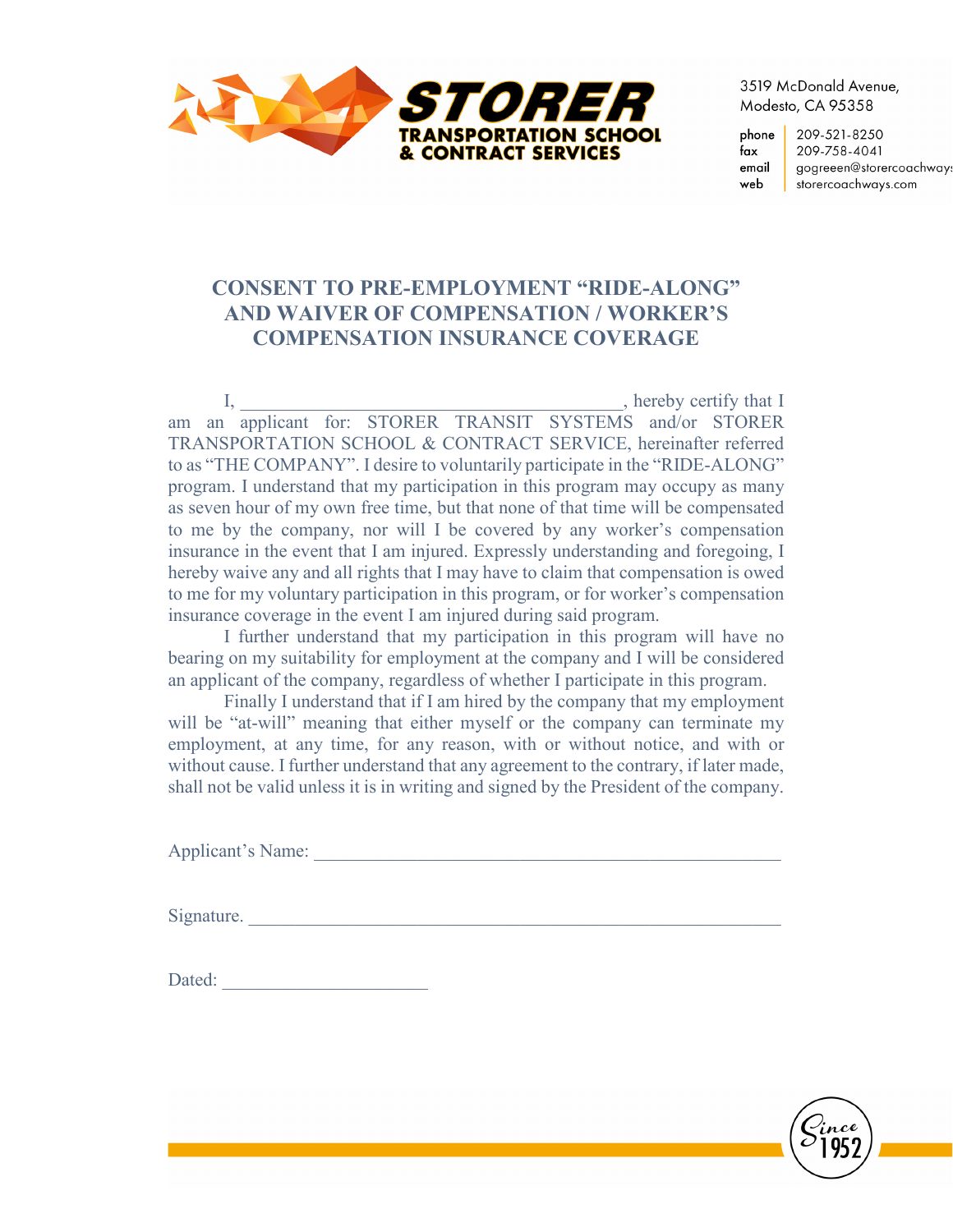**STORER**
**TRANSPORTATION SCHOOL & CONTRACT SERVICES**

3519 McDonald Avenue,
Modesto, CA 95358

phone 209-521-8250
fax 209-758-4041
email gogreeen@storercoachways
web storercoachways.com

## CONSENT TO PRE-EMPLOYMENT "RIDE-ALONG" AND WAIVER OF COMPENSATION / WORKER'S COMPENSATION INSURANCE COVERAGE

I, ________________________________________, hereby certify that I am an applicant for: STORER TRANSIT SYSTEMS and/or STORER TRANSPORTATION SCHOOL & CONTRACT SERVICE, hereinafter referred to as "THE COMPANY". I desire to voluntarily participate in the "RIDE-ALONG" program. I understand that my participation in this program may occupy as many as seven hour of my own free time, but that none of that time will be compensated to me by the company, nor will I be covered by any worker's compensation insurance in the event that I am injured. Expressly understanding and foregoing, I hereby waive any and all rights that I may have to claim that compensation is owed to me for my voluntary participation in this program, or for worker's compensation insurance coverage in the event I am injured during said program.

I further understand that my participation in this program will have no bearing on my suitability for employment at the company and I will be considered an applicant of the company, regardless of whether I participate in this program.

Finally I understand that if I am hired by the company that my employment will be "at-will" meaning that either myself or the company can terminate my employment, at any time, for any reason, with or without notice, and with or without cause. I further understand that any agreement to the contrary, if later made, shall not be valid unless it is in writing and signed by the President of the company.

Applicant's Name: ____________________________________________________

Signature. __________________________________________________________

Dated: ______________________

Since 1952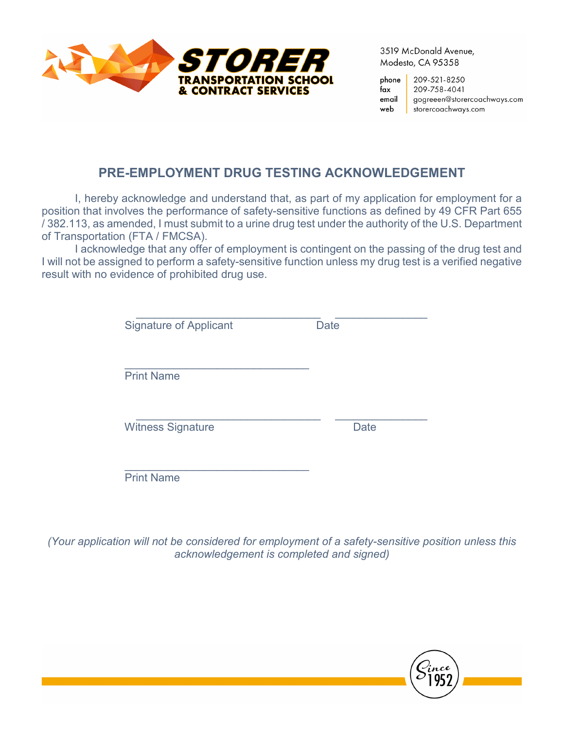**STORER**
**TRANSPORTATION SCHOOL & CONTRACT SERVICES**

3519 McDonald Avenue,
Modesto, CA 95358

phone 209-521-8250
fax 209-758-4041
email gogreeen@storercoachways.com
web storercoachways.com

## PRE-EMPLOYMENT DRUG TESTING ACKNOWLEDGEMENT

I, hereby acknowledge and understand that, as part of my application for employment for a position that involves the performance of safety-sensitive functions as defined by 49 CFR Part 655 / 382.113, as amended, I must submit to a urine drug test under the authority of the U.S. Department of Transportation (FTA / FMCSA).

I acknowledge that any offer of employment is contingent on the passing of the drug test and I will not be assigned to perform a safety-sensitive function unless my drug test is a verified negative result with no evidence of prohibited drug use.

______________________________ ______________
Signature of Applicant Date

______________________________
Print Name

______________________________ ______________
Witness Signature Date

______________________________
Print Name

*(Your application will not be considered for employment of a safety-sensitive position unless this acknowledgement is completed and signed)*

Since 1952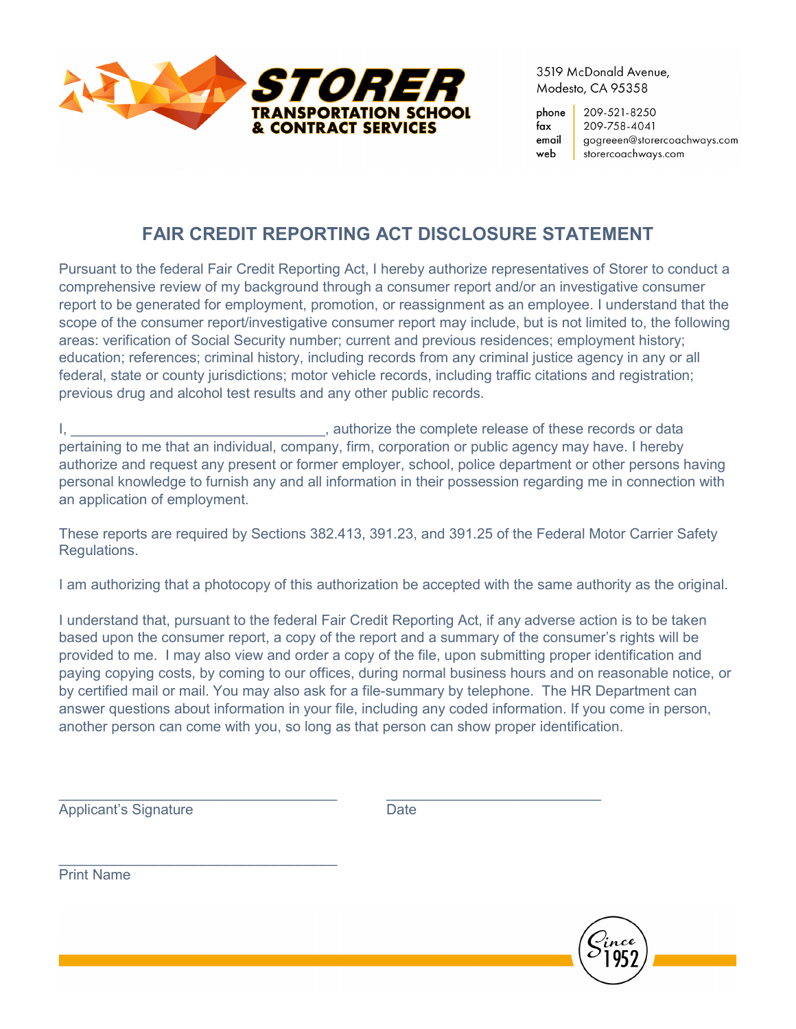**STORER**
**TRANSPORTATION SCHOOL & CONTRACT SERVICES**

3519 McDonald Avenue,
Modesto, CA 95358

phone 209-521-8250
fax 209-758-4041
email gogreeen@storercoachways.com
web storercoachways.com

# FAIR CREDIT REPORTING ACT DISCLOSURE STATEMENT

Pursuant to the federal Fair Credit Reporting Act, I hereby authorize representatives of Storer to conduct a comprehensive review of my background through a consumer report and/or an investigative consumer report to be generated for employment, promotion, or reassignment as an employee. I understand that the scope of the consumer report/investigative consumer report may include, but is not limited to, the following areas: verification of Social Security number; current and previous residences; employment history; education; references; criminal history, including records from any criminal justice agency in any or all federal, state or county jurisdictions; motor vehicle records, including traffic citations and registration; previous drug and alcohol test results and any other public records.

I, ________________________________, authorize the complete release of these records or data pertaining to me that an individual, company, firm, corporation or public agency may have. I hereby authorize and request any present or former employer, school, police department or other persons having personal knowledge to furnish any and all information in their possession regarding me in connection with an application of employment.

These reports are required by Sections 382.413, 391.23, and 391.25 of the Federal Motor Carrier Safety Regulations.

I am authorizing that a photocopy of this authorization be accepted with the same authority as the original.

I understand that, pursuant to the federal Fair Credit Reporting Act, if any adverse action is to be taken based upon the consumer report, a copy of the report and a summary of the consumer's rights will be provided to me. I may also view and order a copy of the file, upon submitting proper identification and paying copying costs, by coming to our offices, during normal business hours and on reasonable notice, or by certified mail or mail. You may also ask for a file-summary by telephone. The HR Department can answer questions about information in your file, including any coded information. If you come in person, another person can come with you, so long as that person can show proper identification.

___________________________________ ___________________________
Applicant's Signature Date

___________________________________
Print Name

Since 1952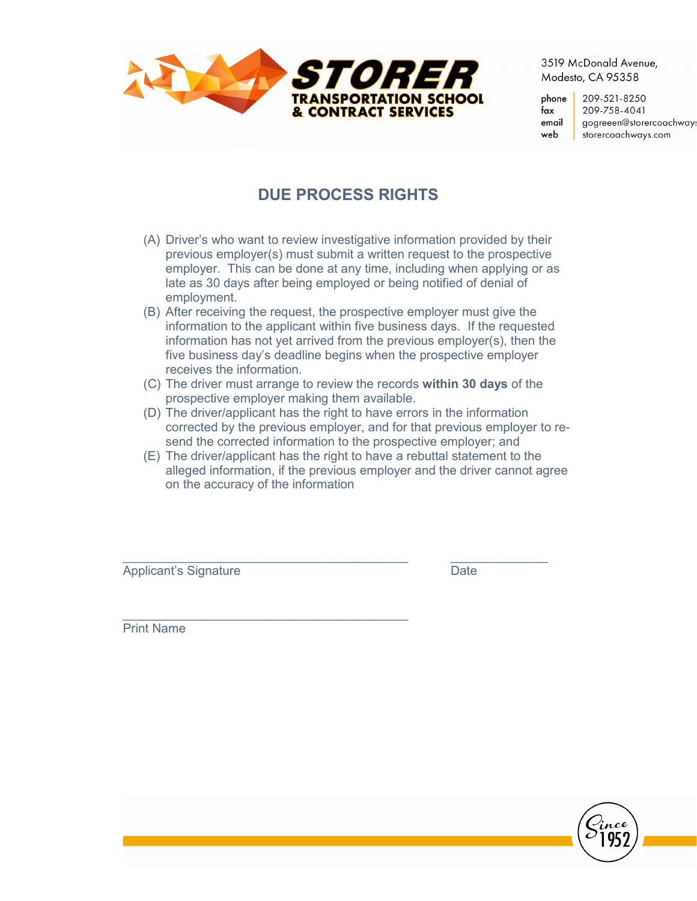**STORER**
**TRANSPORTATION SCHOOL & CONTRACT SERVICES**

3519 McDonald Avenue,
Modesto, CA 95358

phone 209-521-8250
fax 209-758-4041
email gogreeen@storercoachways
web storercoachways.com

## DUE PROCESS RIGHTS

(A) Driver's who want to review investigative information provided by their previous employer(s) must submit a written request to the prospective employer. This can be done at any time, including when applying or as late as 30 days after being employed or being notified of denial of employment.

(B) After receiving the request, the prospective employer must give the information to the applicant within five business days. If the requested information has not yet arrived from the previous employer(s), then the five business day's deadline begins when the prospective employer receives the information.

(C) The driver must arrange to review the records **within 30 days** of the prospective employer making them available.

(D) The driver/applicant has the right to have errors in the information corrected by the previous employer, and for that previous employer to re-send the corrected information to the prospective employer; and

(E) The driver/applicant has the right to have a rebuttal statement to the alleged information, if the previous employer and the driver cannot agree on the accuracy of the information

\_\_\_\_\_\_\_\_\_\_\_\_\_\_\_\_\_\_\_\_\_\_\_\_\_\_\_\_\_\_\_\_\_\_\_\_\_\_\_\_ \_\_\_\_\_\_\_\_\_\_\_\_\_\_
Applicant's Signature Date

\_\_\_\_\_\_\_\_\_\_\_\_\_\_\_\_\_\_\_\_\_\_\_\_\_\_\_\_\_\_\_\_\_\_\_\_\_\_\_\_
Print Name

Since 1952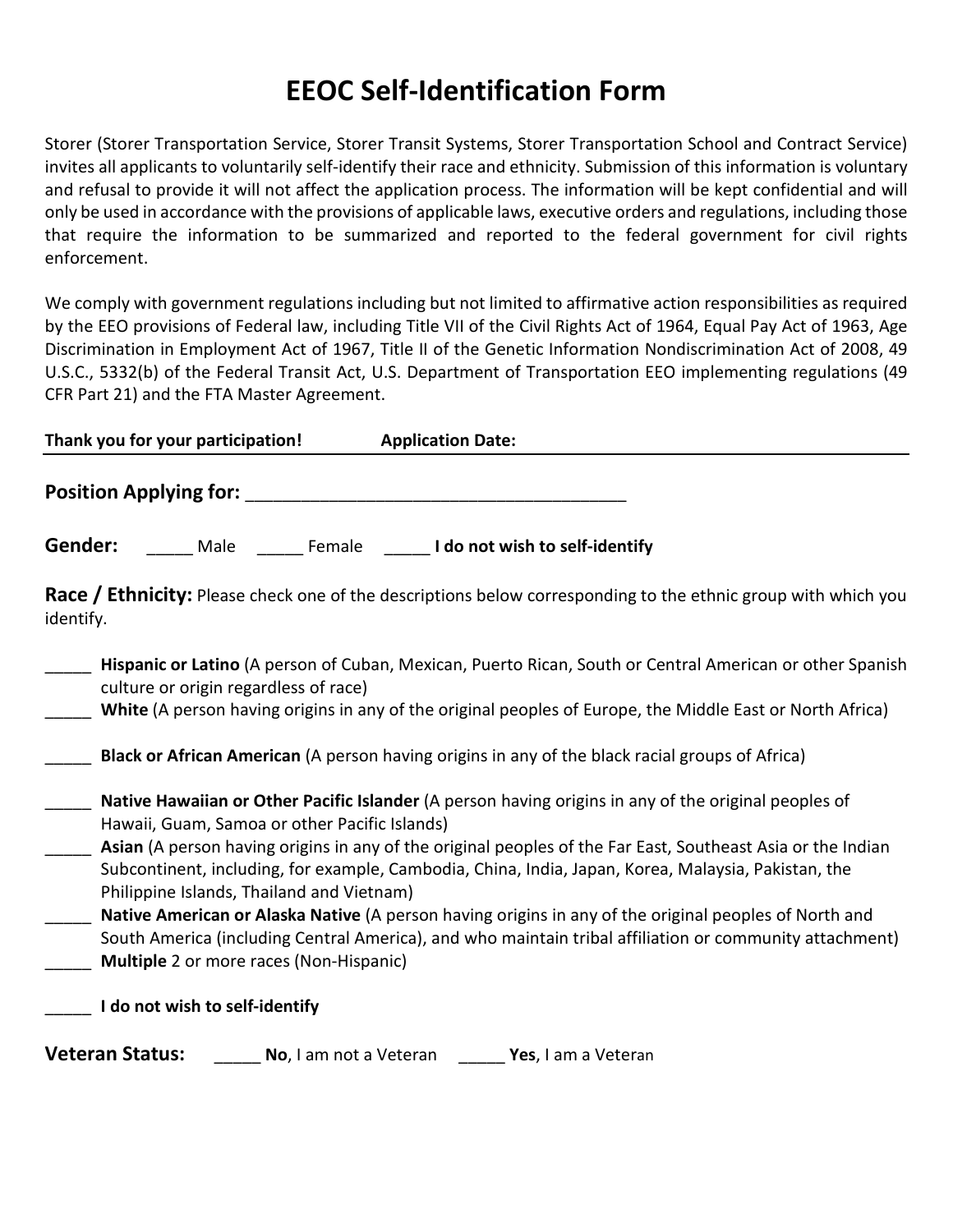# EEOC Self-Identification Form

Storer (Storer Transportation Service, Storer Transit Systems, Storer Transportation School and Contract Service) invites all applicants to voluntarily self-identify their race and ethnicity. Submission of this information is voluntary and refusal to provide it will not affect the application process. The information will be kept confidential and will only be used in accordance with the provisions of applicable laws, executive orders and regulations, including those that require the information to be summarized and reported to the federal government for civil rights enforcement.

We comply with government regulations including but not limited to affirmative action responsibilities as required by the EEO provisions of Federal law, including Title VII of the Civil Rights Act of 1964, Equal Pay Act of 1963, Age Discrimination in Employment Act of 1967, Title II of the Genetic Information Nondiscrimination Act of 2008, 49 U.S.C., 5332(b) of the Federal Transit Act, U.S. Department of Transportation EEO implementing regulations (49 CFR Part 21) and the FTA Master Agreement.

**Thank you for your participation!** **Application Date:**

**Position Applying for:** ______________________________________

**Gender:** _____ Male _____ Female _____ **I do not wish to self-identify**

**Race / Ethnicity:** Please check one of the descriptions below corresponding to the ethnic group with which you identify.

_____ **Hispanic or Latino** (A person of Cuban, Mexican, Puerto Rican, South or Central American or other Spanish culture or origin regardless of race)

_____ **White** (A person having origins in any of the original peoples of Europe, the Middle East or North Africa)

_____ **Black or African American** (A person having origins in any of the black racial groups of Africa)

_____ **Native Hawaiian or Other Pacific Islander** (A person having origins in any of the original peoples of Hawaii, Guam, Samoa or other Pacific Islands)

_____ **Asian** (A person having origins in any of the original peoples of the Far East, Southeast Asia or the Indian Subcontinent, including, for example, Cambodia, China, India, Japan, Korea, Malaysia, Pakistan, the Philippine Islands, Thailand and Vietnam)

_____ **Native American or Alaska Native** (A person having origins in any of the original peoples of North and South America (including Central America), and who maintain tribal affiliation or community attachment)

_____ **Multiple** 2 or more races (Non-Hispanic)

_____ **I do not wish to self-identify**

**Veteran Status:** _____ **No**, I am not a Veteran _____ **Yes**, I am a Veteran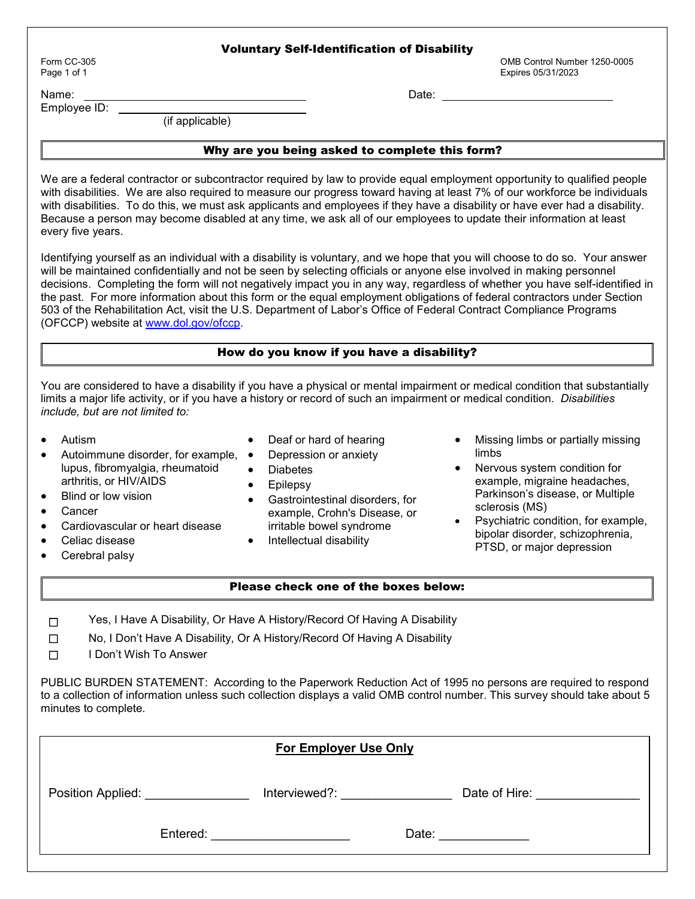# Voluntary Self-Identification of Disability

Form CC-305
Page 1 of 1

OMB Control Number 1250-0005
Expires 05/31/2023

Name: ______________________________ Date: ______________________

Employee ID: ______________________________ (if applicable)

## Why are you being asked to complete this form?

We are a federal contractor or subcontractor required by law to provide equal employment opportunity to qualified people with disabilities. We are also required to measure our progress toward having at least 7% of our workforce be individuals with disabilities. To do this, we must ask applicants and employees if they have a disability or have ever had a disability. Because a person may become disabled at any time, we ask all of our employees to update their information at least every five years.

Identifying yourself as an individual with a disability is voluntary, and we hope that you will choose to do so. Your answer will be maintained confidentially and not be seen by selecting officials or anyone else involved in making personnel decisions. Completing the form will not negatively impact you in any way, regardless of whether you have self-identified in the past. For more information about this form or the equal employment obligations of federal contractors under Section 503 of the Rehabilitation Act, visit the U.S. Department of Labor's Office of Federal Contract Compliance Programs (OFCCP) website at [www.dol.gov/ofccp](www.dol.gov/ofccp).

## How do you know if you have a disability?

You are considered to have a disability if you have a physical or mental impairment or medical condition that substantially limits a major life activity, or if you have a history or record of such an impairment or medical condition. *Disabilities include, but are not limited to:*

- Autism
- Autoimmune disorder, for example, lupus, fibromyalgia, rheumatoid arthritis, or HIV/AIDS
- Blind or low vision
- Cancer
- Cardiovascular or heart disease
- Celiac disease
- Cerebral palsy
- Deaf or hard of hearing
- Depression or anxiety
- Diabetes
- Epilepsy
- Gastrointestinal disorders, for example, Crohn's Disease, or irritable bowel syndrome
- Intellectual disability
- Missing limbs or partially missing limbs
- Nervous system condition for example, migraine headaches, Parkinson's disease, or Multiple sclerosis (MS)
- Psychiatric condition, for example, bipolar disorder, schizophrenia, PTSD, or major depression

## Please check one of the boxes below:

- ☐ Yes, I Have A Disability, Or Have A History/Record Of Having A Disability
- ☐ No, I Don't Have A Disability, Or A History/Record Of Having A Disability
- ☐ I Don't Wish To Answer

PUBLIC BURDEN STATEMENT: According to the Paperwork Reduction Act of 1995 no persons are required to respond to a collection of information unless such collection displays a valid OMB control number. This survey should take about 5 minutes to complete.

**For Employer Use Only**

Position Applied: ______________ Interviewed?: ______________ Date of Hire: ______________

Entered: ____________________ Date: ____________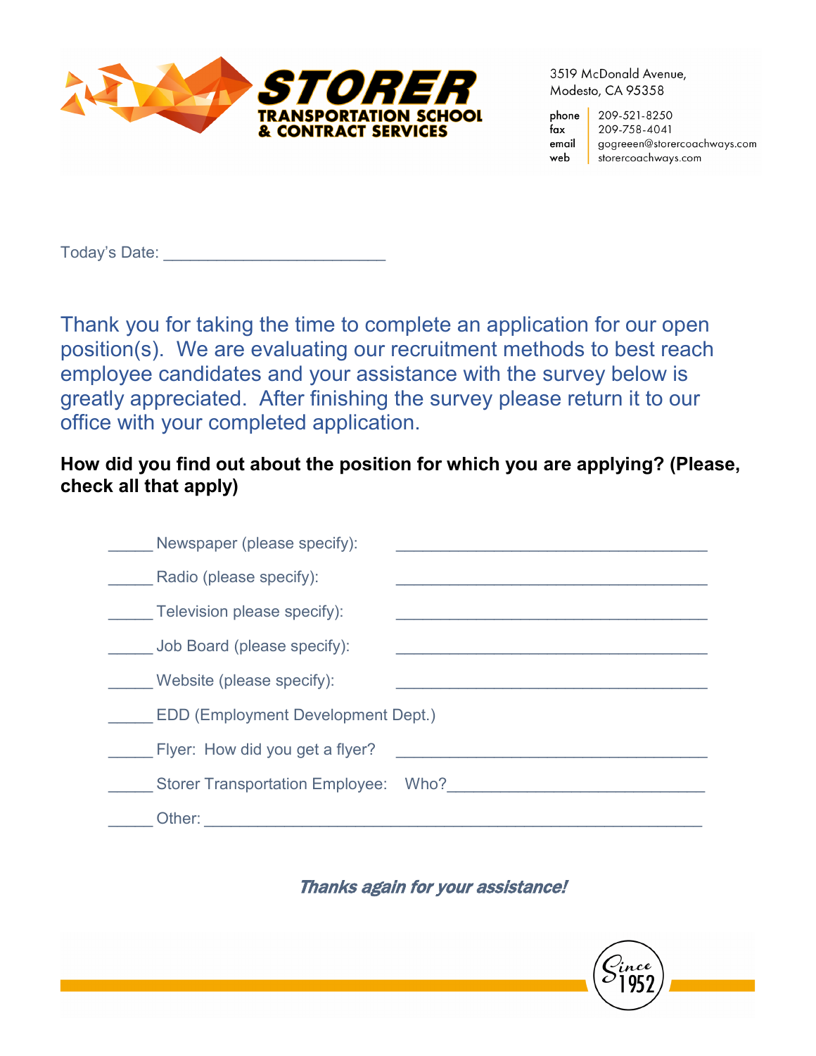**STORER**
**TRANSPORTATION SCHOOL & CONTRACT SERVICES**

3519 McDonald Avenue,
Modesto, CA 95358

phone 209-521-8250
fax 209-758-4041
email gogreeen@storercoachways.com
web storercoachways.com

Today's Date: ________________________

Thank you for taking the time to complete an application for our open position(s). We are evaluating our recruitment methods to best reach employee candidates and your assistance with the survey below is greatly appreciated. After finishing the survey please return it to our office with your completed application.

**How did you find out about the position for which you are applying? (Please, check all that apply)**

_____ Newspaper (please specify): ___________________________________

_____ Radio (please specify): ___________________________________

_____ Television please specify): ___________________________________

_____ Job Board (please specify): ___________________________________

_____ Website (please specify): ___________________________________

_____ EDD (Employment Development Dept.)

_____ Flyer: How did you get a flyer? ___________________________________

_____ Storer Transportation Employee: Who?_____________________________

_____ Other: _______________________________________________________

***Thanks again for your assistance!***

Since 1952